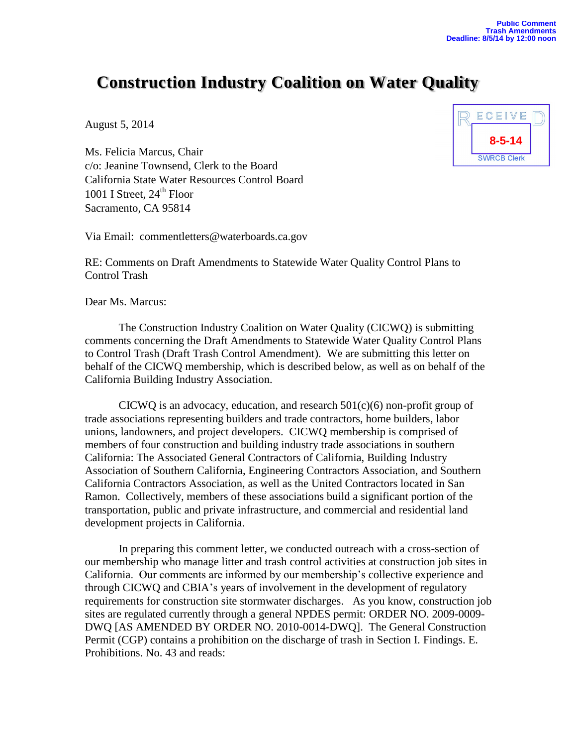Public Comment
Trash Amendments
Deadline: 8/5/14 by 12:00 noon

# Construction Industry Coalition on Water Quality

RECEIVED
8-5-14
SWRCB Clerk

August 5, 2014

Ms. Felicia Marcus, Chair
c/o: Jeanine Townsend, Clerk to the Board
California State Water Resources Control Board
1001 I Street, 24th Floor
Sacramento, CA 95814

Via Email: commentletters@waterboards.ca.gov

RE: Comments on Draft Amendments to Statewide Water Quality Control Plans to Control Trash

Dear Ms. Marcus:

The Construction Industry Coalition on Water Quality (CICWQ) is submitting comments concerning the Draft Amendments to Statewide Water Quality Control Plans to Control Trash (Draft Trash Control Amendment). We are submitting this letter on behalf of the CICWQ membership, which is described below, as well as on behalf of the California Building Industry Association.

CICWQ is an advocacy, education, and research 501(c)(6) non-profit group of trade associations representing builders and trade contractors, home builders, labor unions, landowners, and project developers. CICWQ membership is comprised of members of four construction and building industry trade associations in southern California: The Associated General Contractors of California, Building Industry Association of Southern California, Engineering Contractors Association, and Southern California Contractors Association, as well as the United Contractors located in San Ramon. Collectively, members of these associations build a significant portion of the transportation, public and private infrastructure, and commercial and residential land development projects in California.

In preparing this comment letter, we conducted outreach with a cross-section of our membership who manage litter and trash control activities at construction job sites in California. Our comments are informed by our membership's collective experience and through CICWQ and CBIA's years of involvement in the development of regulatory requirements for construction site stormwater discharges. As you know, construction job sites are regulated currently through a general NPDES permit: ORDER NO. 2009-0009-DWQ [AS AMENDED BY ORDER NO. 2010-0014-DWQ]. The General Construction Permit (CGP) contains a prohibition on the discharge of trash in Section I. Findings. E. Prohibitions. No. 43 and reads: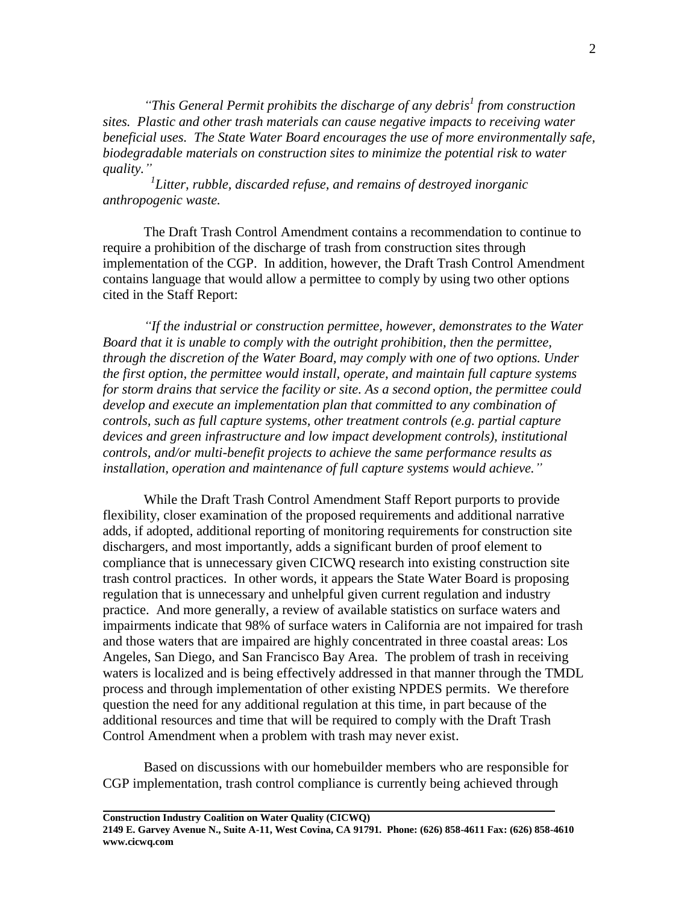*"This General Permit prohibits the discharge of any debris[1] from construction sites. Plastic and other trash materials can cause negative impacts to receiving water beneficial uses. The State Water Board encourages the use of more environmentally safe, biodegradable materials on construction sites to minimize the potential risk to water quality."*

*[1]Litter, rubble, discarded refuse, and remains of destroyed inorganic anthropogenic waste.*

The Draft Trash Control Amendment contains a recommendation to continue to require a prohibition of the discharge of trash from construction sites through implementation of the CGP. In addition, however, the Draft Trash Control Amendment contains language that would allow a permittee to comply by using two other options cited in the Staff Report:

*"If the industrial or construction permittee, however, demonstrates to the Water Board that it is unable to comply with the outright prohibition, then the permittee, through the discretion of the Water Board, may comply with one of two options. Under the first option, the permittee would install, operate, and maintain full capture systems for storm drains that service the facility or site. As a second option, the permittee could develop and execute an implementation plan that committed to any combination of controls, such as full capture systems, other treatment controls (e.g. partial capture devices and green infrastructure and low impact development controls), institutional controls, and/or multi-benefit projects to achieve the same performance results as installation, operation and maintenance of full capture systems would achieve."*

While the Draft Trash Control Amendment Staff Report purports to provide flexibility, closer examination of the proposed requirements and additional narrative adds, if adopted, additional reporting of monitoring requirements for construction site dischargers, and most importantly, adds a significant burden of proof element to compliance that is unnecessary given CICWQ research into existing construction site trash control practices. In other words, it appears the State Water Board is proposing regulation that is unnecessary and unhelpful given current regulation and industry practice. And more generally, a review of available statistics on surface waters and impairments indicate that 98% of surface waters in California are not impaired for trash and those waters that are impaired are highly concentrated in three coastal areas: Los Angeles, San Diego, and San Francisco Bay Area. The problem of trash in receiving waters is localized and is being effectively addressed in that manner through the TMDL process and through implementation of other existing NPDES permits. We therefore question the need for any additional regulation at this time, in part because of the additional resources and time that will be required to comply with the Draft Trash Control Amendment when a problem with trash may never exist.

Based on discussions with our homebuilder members who are responsible for CGP implementation, trash control compliance is currently being achieved through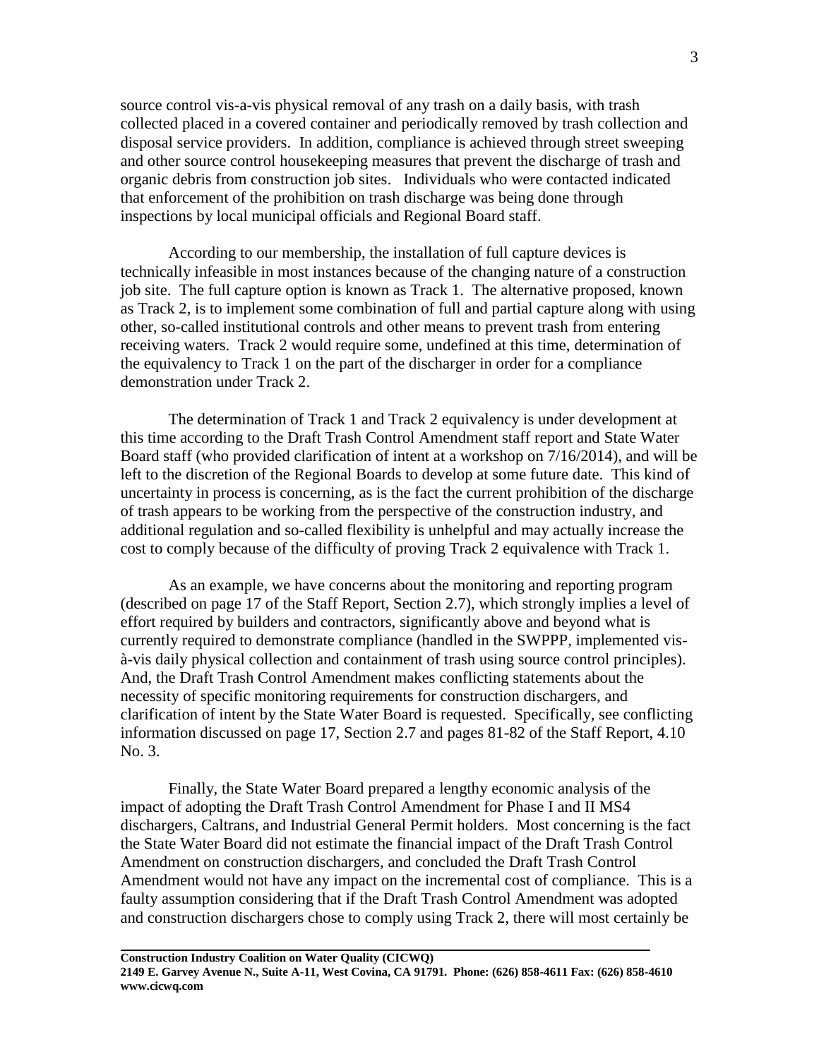source control vis-a-vis physical removal of any trash on a daily basis, with trash collected placed in a covered container and periodically removed by trash collection and disposal service providers. In addition, compliance is achieved through street sweeping and other source control housekeeping measures that prevent the discharge of trash and organic debris from construction job sites. Individuals who were contacted indicated that enforcement of the prohibition on trash discharge was being done through inspections by local municipal officials and Regional Board staff.

According to our membership, the installation of full capture devices is technically infeasible in most instances because of the changing nature of a construction job site. The full capture option is known as Track 1. The alternative proposed, known as Track 2, is to implement some combination of full and partial capture along with using other, so-called institutional controls and other means to prevent trash from entering receiving waters. Track 2 would require some, undefined at this time, determination of the equivalency to Track 1 on the part of the discharger in order for a compliance demonstration under Track 2.

The determination of Track 1 and Track 2 equivalency is under development at this time according to the Draft Trash Control Amendment staff report and State Water Board staff (who provided clarification of intent at a workshop on 7/16/2014), and will be left to the discretion of the Regional Boards to develop at some future date. This kind of uncertainty in process is concerning, as is the fact the current prohibition of the discharge of trash appears to be working from the perspective of the construction industry, and additional regulation and so-called flexibility is unhelpful and may actually increase the cost to comply because of the difficulty of proving Track 2 equivalence with Track 1.

As an example, we have concerns about the monitoring and reporting program (described on page 17 of the Staff Report, Section 2.7), which strongly implies a level of effort required by builders and contractors, significantly above and beyond what is currently required to demonstrate compliance (handled in the SWPPP, implemented vis-à-vis daily physical collection and containment of trash using source control principles). And, the Draft Trash Control Amendment makes conflicting statements about the necessity of specific monitoring requirements for construction dischargers, and clarification of intent by the State Water Board is requested. Specifically, see conflicting information discussed on page 17, Section 2.7 and pages 81-82 of the Staff Report, 4.10 No. 3.

Finally, the State Water Board prepared a lengthy economic analysis of the impact of adopting the Draft Trash Control Amendment for Phase I and II MS4 dischargers, Caltrans, and Industrial General Permit holders. Most concerning is the fact the State Water Board did not estimate the financial impact of the Draft Trash Control Amendment on construction dischargers, and concluded the Draft Trash Control Amendment would not have any impact on the incremental cost of compliance. This is a faulty assumption considering that if the Draft Trash Control Amendment was adopted and construction dischargers chose to comply using Track 2, there will most certainly be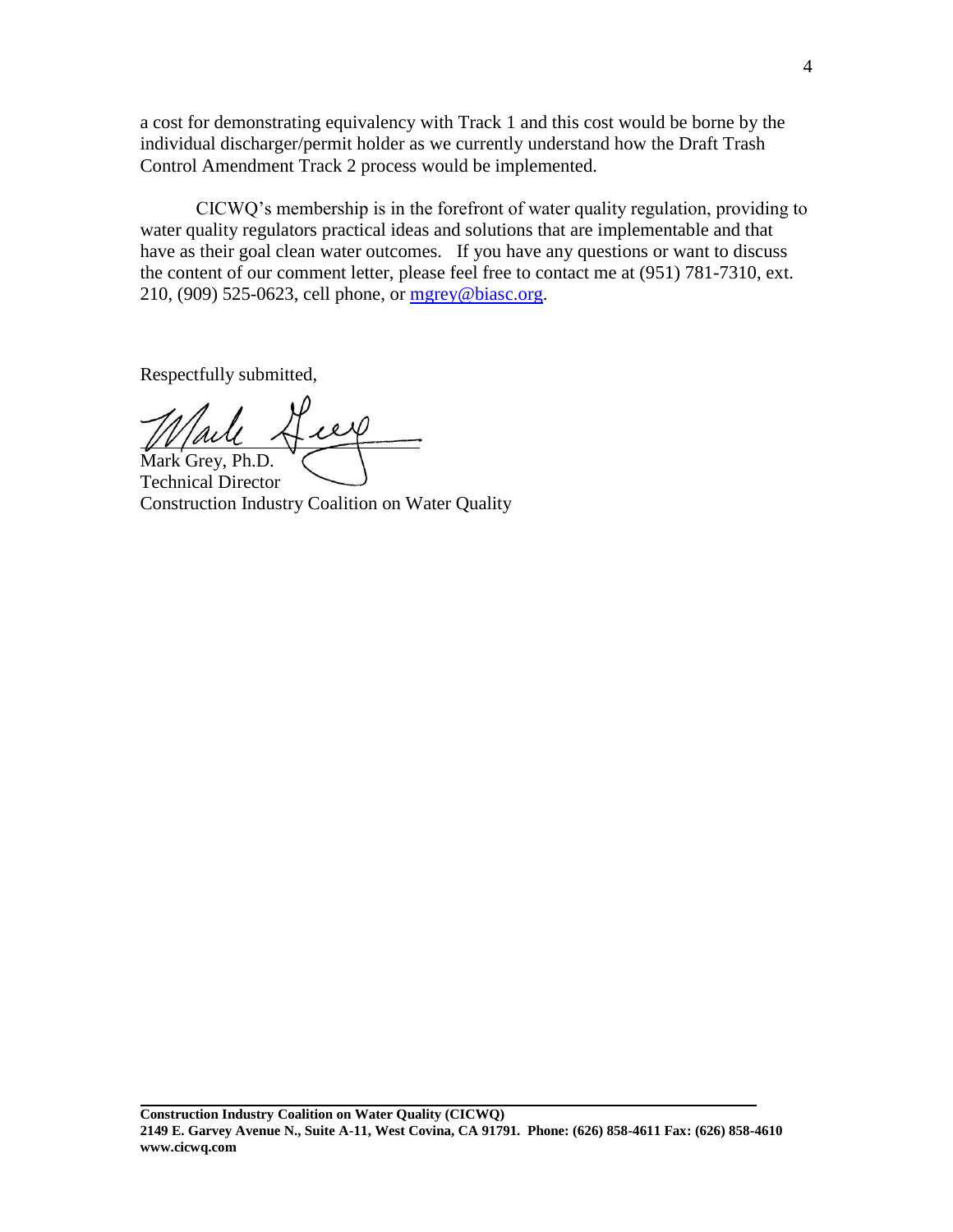a cost for demonstrating equivalency with Track 1 and this cost would be borne by the individual discharger/permit holder as we currently understand how the Draft Trash Control Amendment Track 2 process would be implemented.

CICWQ's membership is in the forefront of water quality regulation, providing to water quality regulators practical ideas and solutions that are implementable and that have as their goal clean water outcomes. If you have any questions or want to discuss the content of our comment letter, please feel free to contact me at (951) 781-7310, ext. 210, (909) 525-0623, cell phone, or mgrey@biasc.org.

Respectfully submitted,

Mark Grey, Ph.D.
Technical Director
Construction Industry Coalition on Water Quality

**Construction Industry Coalition on Water Quality (CICWQ)**
**2149 E. Garvey Avenue N., Suite A-11, West Covina, CA 91791. Phone: (626) 858-4611 Fax: (626) 858-4610**
**www.cicwq.com**